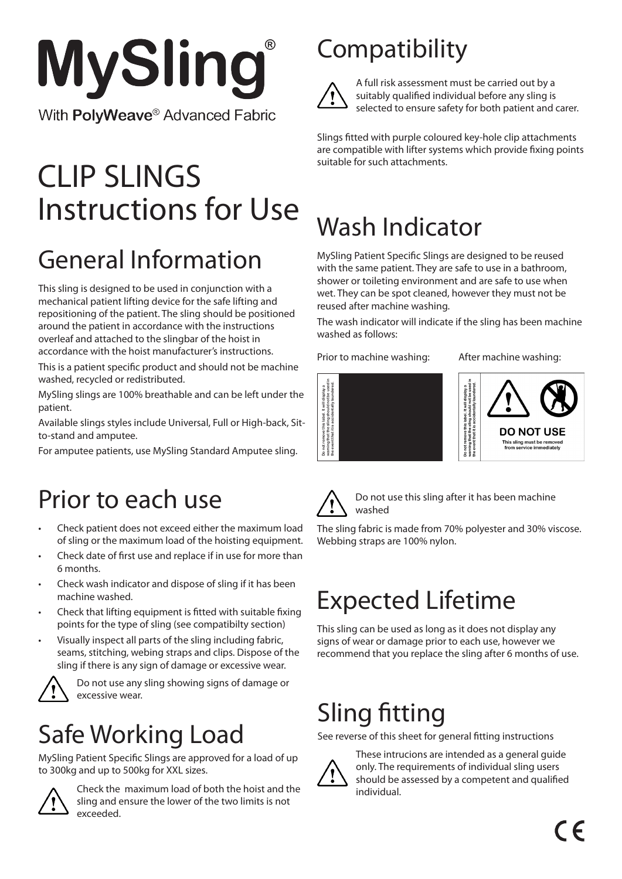# MySling®

With **PolyWeave**® Advanced Fabric

# CLIP SLINGS Instructions for Use

## General Information

This sling is designed to be used in conjunction with a mechanical patient lifting device for the safe lifting and repositioning of the patient. The sling should be positioned around the patient in accordance with the instructions overleaf and attached to the slingbar of the hoist in accordance with the hoist manufacturer's instructions.

This is a patient specific product and should not be machine washed, recycled or redistributed.

MySling slings are 100% breathable and can be left under the patient.

Available slings styles include Universal, Full or High-back, Sit-to-stand and amputee.

For amputee patients, use MySling Standard Amputee sling.

## Prior to each use

- Check patient does not exceed either the maximum load of sling or the maximum load of the hoisting equipment.
- Check date of first use and replace if in use for more than 6 months.
- Check wash indicator and dispose of sling if it has been machine washed.
- Check that lifting equipment is fitted with suitable fixing points for the type of sling (see compatibilty section)
- Visually inspect all parts of the sling including fabric, seams, stitching, webing straps and clips. Dispose of the sling if there is any sign of damage or excessive wear.

⚠ Do not use any sling showing signs of damage or excessive wear.

## Safe Working Load

MySling Patient Specific Slings are approved for a load of up to 300kg and up to 500kg for XXL sizes.

⚠ Check the maximum load of both the hoist and the sling and ensure the lower of the two limits is not exceeded.

## Compatibility

⚠ A full risk assessment must be carried out by a suitably qualified individual before any sling is selected to ensure safety for both patient and carer.

Slings fitted with purple coloured key-hole clip attachments are compatible with lifter systems which provide fixing points suitable for such attachments.

## Wash Indicator

MySling Patient Specific Slings are designed to be reused with the same patient. They are safe to use in a bathroom, shower or toileting environment and are safe to use when wet. They can be spot cleaned, however they must not be reused after machine washing.

The wash indicator will indicate if the sling has been machine washed as follows:

Prior to machine washing:

Do not remove this label. It will display a warning that the sling should not be used in the event that it is accidentally laundered.

After machine washing:

Do not remove this label. It will display a warning that the sling should not be used in the event that it is accidentally laundered.

**DO NOT USE**

This sling must be removed from service immediately

⚠ Do not use this sling after it has been machine washed

The sling fabric is made from 70% polyester and 30% viscose. Webbing straps are 100% nylon.

## Expected Lifetime

This sling can be used as long as it does not display any signs of wear or damage prior to each use, however we recommend that you replace the sling after 6 months of use.

## Sling fitting

See reverse of this sheet for general fitting instructions

⚠ These intrucions are intended as a general guide only. The requirements of individual sling users should be assessed by a competent and qualified individual.

CE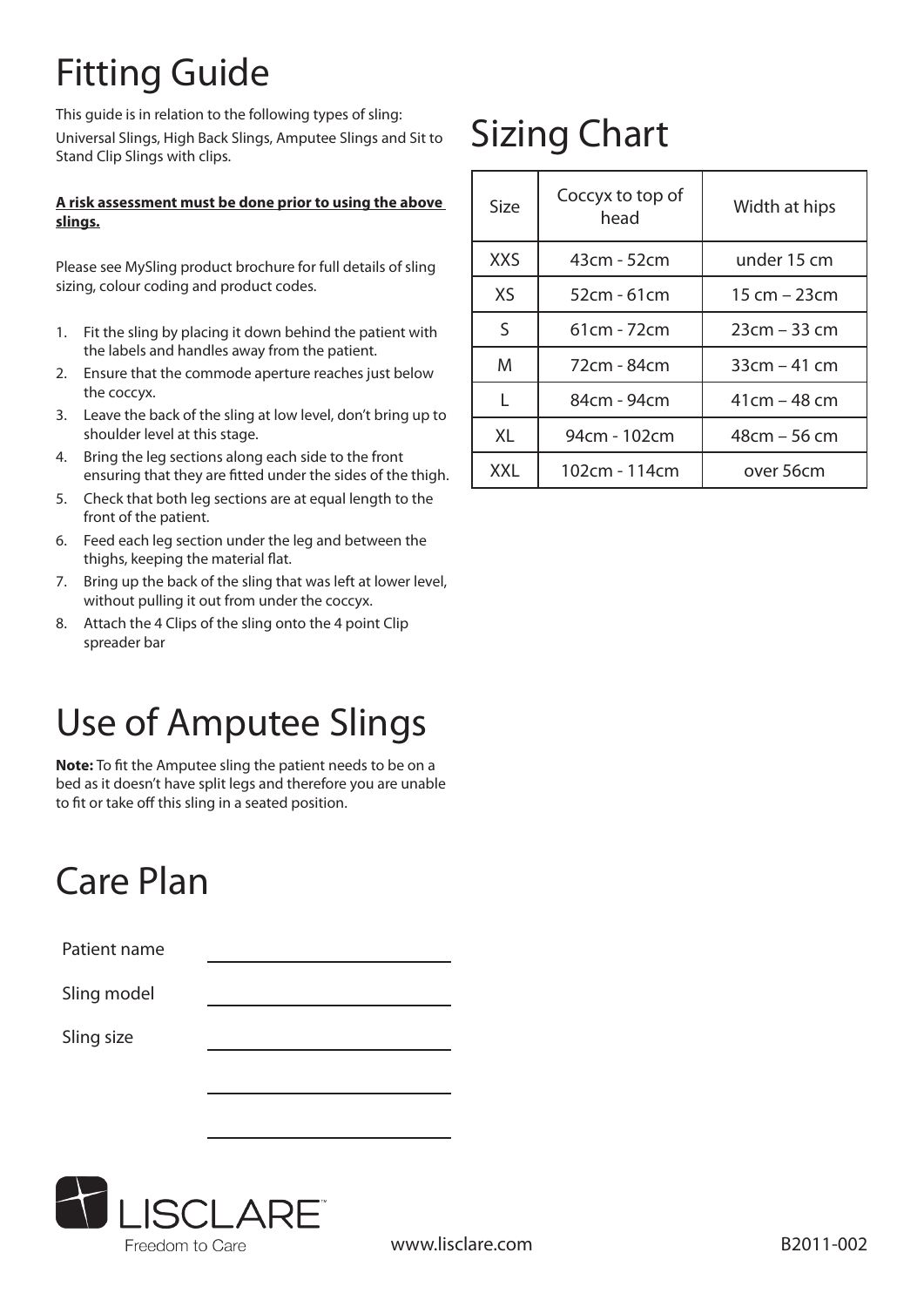# Fitting Guide

This guide is in relation to the following types of sling:
Universal Slings, High Back Slings, Amputee Slings and Sit to Stand Clip Slings with clips.

**A risk assessment must be done prior to using the above slings.**

Please see MySling product brochure for full details of sling sizing, colour coding and product codes.

1. Fit the sling by placing it down behind the patient with the labels and handles away from the patient.
2. Ensure that the commode aperture reaches just below the coccyx.
3. Leave the back of the sling at low level, don't bring up to shoulder level at this stage.
4. Bring the leg sections along each side to the front ensuring that they are fitted under the sides of the thigh.
5. Check that both leg sections are at equal length to the front of the patient.
6. Feed each leg section under the leg and between the thighs, keeping the material flat.
7. Bring up the back of the sling that was left at lower level, without pulling it out from under the coccyx.
8. Attach the 4 Clips of the sling onto the 4 point Clip spreader bar

# Use of Amputee Slings

**Note:** To fit the Amputee sling the patient needs to be on a bed as it doesn't have split legs and therefore you are unable to fit or take off this sling in a seated position.

# Care Plan

Patient name ____________________

Sling model ____________________

Sling size ____________________

____________________

____________________

# Sizing Chart

| Size | Coccyx to top of head | Width at hips |
|---|---|---|
| XXS | 43cm - 52cm | under 15 cm |
| XS | 52cm - 61cm | 15 cm – 23cm |
| S | 61cm - 72cm | 23cm – 33 cm |
| M | 72cm - 84cm | 33cm – 41 cm |
| L | 84cm - 94cm | 41cm – 48 cm |
| XL | 94cm - 102cm | 48cm – 56 cm |
| XXL | 102cm - 114cm | over 56cm |

LISCLARE™
Freedom to Care

www.lisclare.com

B2011-002